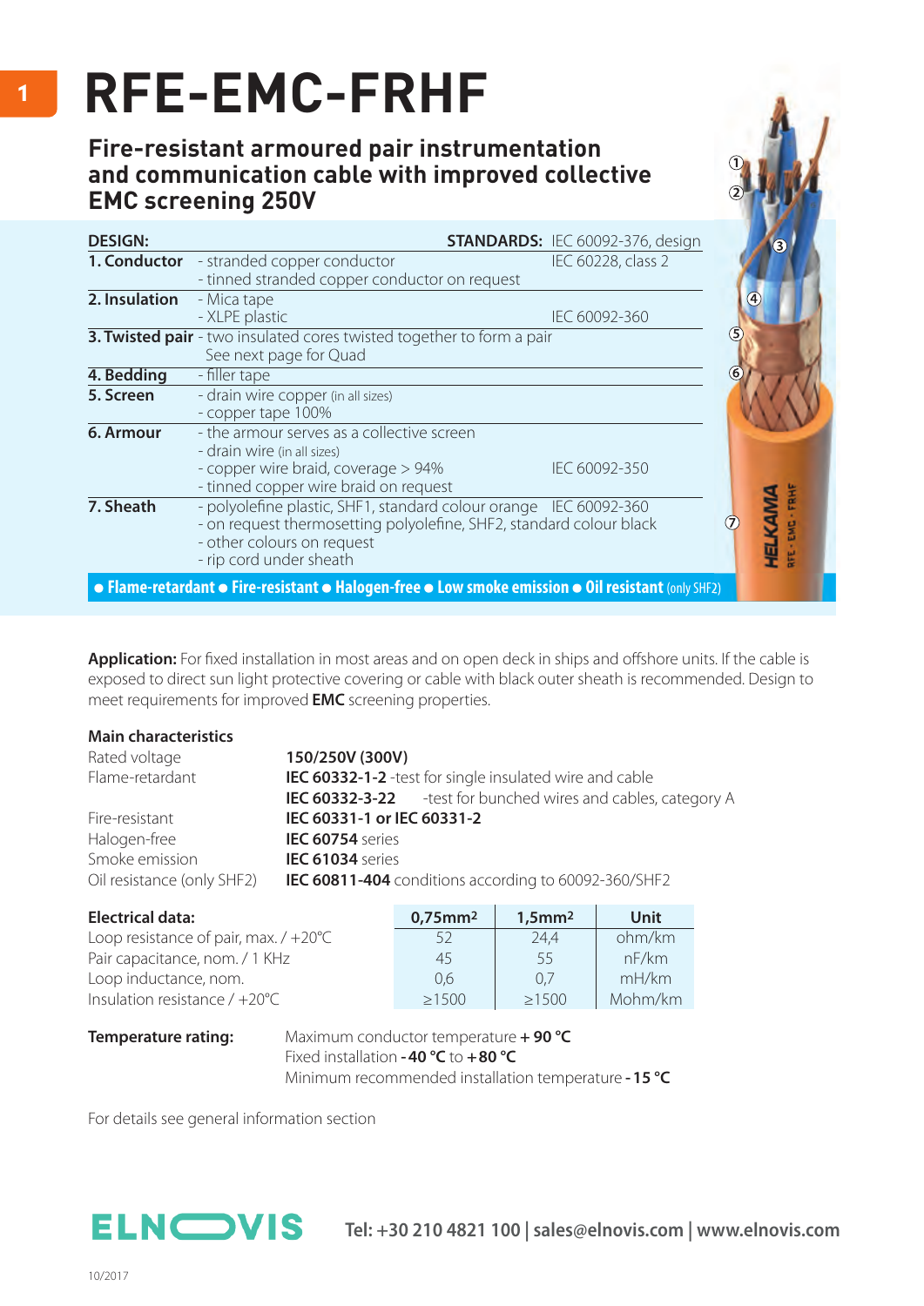# RFE-EMC-FRHF

## Fire-resistant armoured pair instrumentation and communication cable with improved collective EMC screening 250V

| DESIGN: | | STANDARDS: IEC 60092-376, design |
|---|---|---|
| **1. Conductor** | - stranded copper conductor<br>- tinned stranded copper conductor on request | IEC 60228, class 2 |
| **2. Insulation** | - Mica tape<br>- XLPE plastic | IEC 60092-360 |
| **3. Twisted pair** | - two insulated cores twisted together to form a pair<br>See next page for Quad | |
| **4. Bedding** | - filler tape | |
| **5. Screen** | - drain wire copper (in all sizes)<br>- copper tape 100% | |
| **6. Armour** | - the armour serves as a collective screen<br>- drain wire (in all sizes)<br>- copper wire braid, coverage > 94%<br>- tinned copper wire braid on request | IEC 60092-350 |
| **7. Sheath** | - polyolefine plastic, SHF1, standard colour orange<br>- on request thermosetting polyolefine, SHF2, standard colour black<br>- other colours on request<br>- rip cord under sheath | IEC 60092-360 |

**● Flame-retardant ● Fire-resistant ● Halogen-free ● Low smoke emission ● Oil resistant** (only SHF2)

**Application:** For fixed installation in most areas and on open deck in ships and offshore units. If the cable is exposed to direct sun light protective covering or cable with black outer sheath is recommended. Design to meet requirements for improved **EMC** screening properties.

### Main characteristics

| | |
|---|---|
| Rated voltage | **150/250V (300V)** |
| Flame-retardant | **IEC 60332-1-2** -test for single insulated wire and cable |
| | **IEC 60332-3-22** -test for bunched wires and cables, category A |
| Fire-resistant | **IEC 60331-1 or IEC 60331-2** |
| Halogen-free | **IEC 60754** series |
| Smoke emission | **IEC 61034** series |
| Oil resistance (only SHF2) | **IEC 60811-404** conditions according to 60092-360/SHF2 |

| **Electrical data:** | **0,75mm²** | **1,5mm²** | **Unit** |
|---|---|---|---|
| Loop resistance of pair, max. / +20°C | 52 | 24,4 | ohm/km |
| Pair capacitance, nom. / 1 KHz | 45 | 55 | nF/km |
| Loop inductance, nom. | 0,6 | 0,7 | mH/km |
| Insulation resistance / +20°C | ≥1500 | ≥1500 | Mohm/km |

**Temperature rating:**

Maximum conductor temperature **+ 90 °C**
Fixed installation **-40 °C** to **+80 °C**
Minimum recommended installation temperature **-15 °C**

For details see general information section

ELNOVIS Tel: +30 210 4821 100 | sales@elnovis.com | www.elnovis.com

10/2017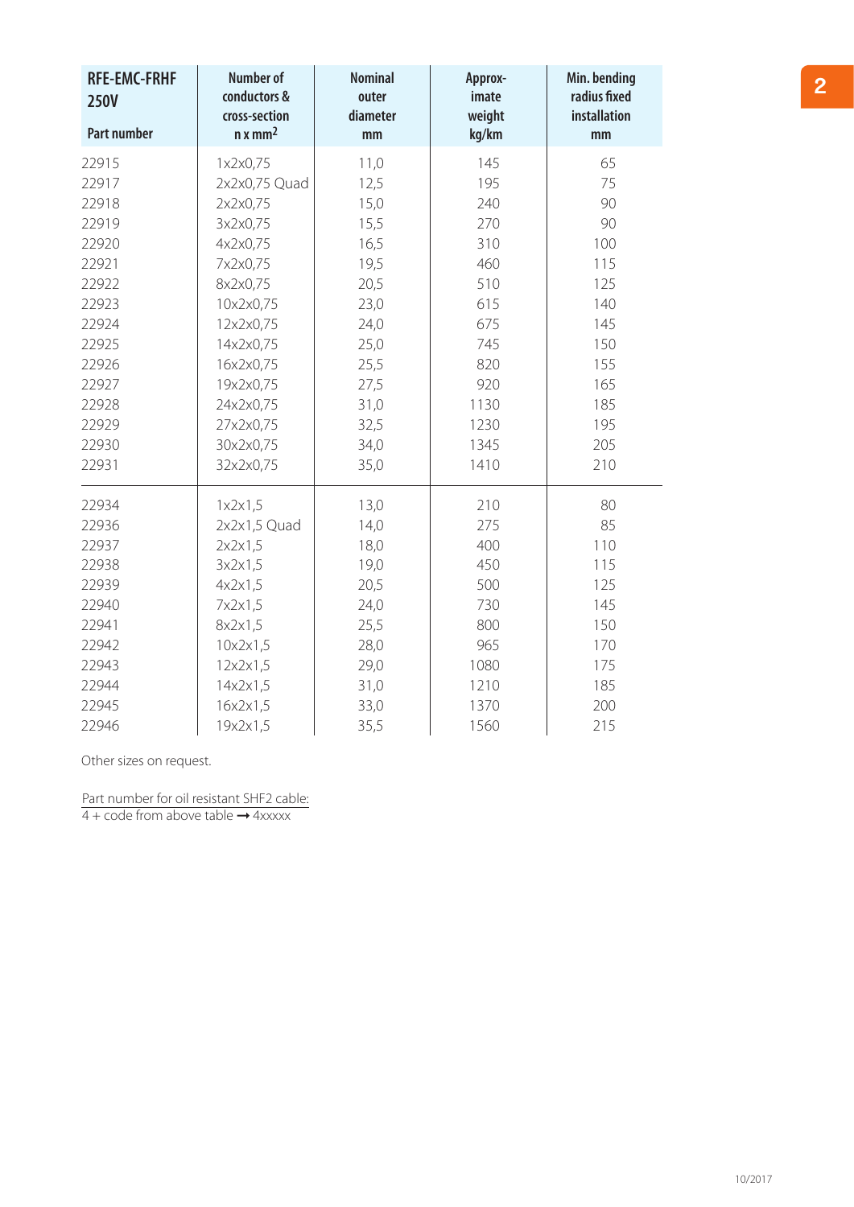| RFE-EMC-FRHF 250V Part number | Number of conductors & cross-section n x mm$^2$ | Nominal outer diameter mm | Approx- imate weight kg/km | Min. bending radius fixed installation mm |
|---|---|---|---|---|
| 22915 | 1x2x0,75 | 11,0 | 145 | 65 |
| 22917 | 2x2x0,75 Quad | 12,5 | 195 | 75 |
| 22918 | 2x2x0,75 | 15,0 | 240 | 90 |
| 22919 | 3x2x0,75 | 15,5 | 270 | 90 |
| 22920 | 4x2x0,75 | 16,5 | 310 | 100 |
| 22921 | 7x2x0,75 | 19,5 | 460 | 115 |
| 22922 | 8x2x0,75 | 20,5 | 510 | 125 |
| 22923 | 10x2x0,75 | 23,0 | 615 | 140 |
| 22924 | 12x2x0,75 | 24,0 | 675 | 145 |
| 22925 | 14x2x0,75 | 25,0 | 745 | 150 |
| 22926 | 16x2x0,75 | 25,5 | 820 | 155 |
| 22927 | 19x2x0,75 | 27,5 | 920 | 165 |
| 22928 | 24x2x0,75 | 31,0 | 1130 | 185 |
| 22929 | 27x2x0,75 | 32,5 | 1230 | 195 |
| 22930 | 30x2x0,75 | 34,0 | 1345 | 205 |
| 22931 | 32x2x0,75 | 35,0 | 1410 | 210 |
| 22934 | 1x2x1,5 | 13,0 | 210 | 80 |
| 22936 | 2x2x1,5 Quad | 14,0 | 275 | 85 |
| 22937 | 2x2x1,5 | 18,0 | 400 | 110 |
| 22938 | 3x2x1,5 | 19,0 | 450 | 115 |
| 22939 | 4x2x1,5 | 20,5 | 500 | 125 |
| 22940 | 7x2x1,5 | 24,0 | 730 | 145 |
| 22941 | 8x2x1,5 | 25,5 | 800 | 150 |
| 22942 | 10x2x1,5 | 28,0 | 965 | 170 |
| 22943 | 12x2x1,5 | 29,0 | 1080 | 175 |
| 22944 | 14x2x1,5 | 31,0 | 1210 | 185 |
| 22945 | 16x2x1,5 | 33,0 | 1370 | 200 |
| 22946 | 19x2x1,5 | 35,5 | 1560 | 215 |

Other sizes on request.

Part number for oil resistant SHF2 cable:
4 + code from above table → 4xxxxx